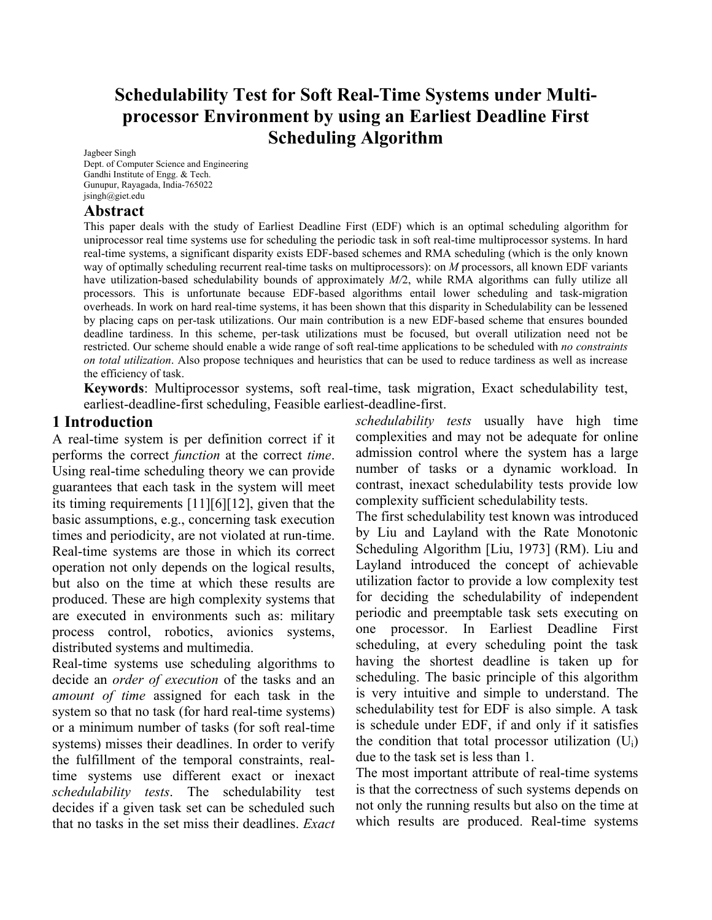# Schedulability Test for Soft Real-Time Systems under Multi-processor Environment by using an Earliest Deadline First Scheduling Algorithm

Jagbeer Singh
Dept. of Computer Science and Engineering
Gandhi Institute of Engg. & Tech.
Gunupur, Rayagada, India-765022
jsingh@giet.edu

## Abstract

This paper deals with the study of Earliest Deadline First (EDF) which is an optimal scheduling algorithm for uniprocessor real time systems use for scheduling the periodic task in soft real-time multiprocessor systems. In hard real-time systems, a significant disparity exists EDF-based schemes and RMA scheduling (which is the only known way of optimally scheduling recurrent real-time tasks on multiprocessors): on *M* processors, all known EDF variants have utilization-based schedulability bounds of approximately *M*/2, while RMA algorithms can fully utilize all processors. This is unfortunate because EDF-based algorithms entail lower scheduling and task-migration overheads. In work on hard real-time systems, it has been shown that this disparity in Schedulability can be lessened by placing caps on per-task utilizations. Our main contribution is a new EDF-based scheme that ensures bounded deadline tardiness. In this scheme, per-task utilizations must be focused, but overall utilization need not be restricted. Our scheme should enable a wide range of soft real-time applications to be scheduled with *no constraints on total utilization*. Also propose techniques and heuristics that can be used to reduce tardiness as well as increase the efficiency of task.

**Keywords**: Multiprocessor systems, soft real-time, task migration, Exact schedulability test, earliest-deadline-first scheduling, Feasible earliest-deadline-first.

## 1 Introduction

A real-time system is per definition correct if it performs the correct *function* at the correct *time*. Using real-time scheduling theory we can provide guarantees that each task in the system will meet its timing requirements [11][6][12], given that the basic assumptions, e.g., concerning task execution times and periodicity, are not violated at run-time. Real-time systems are those in which its correct operation not only depends on the logical results, but also on the time at which these results are produced. These are high complexity systems that are executed in environments such as: military process control, robotics, avionics systems, distributed systems and multimedia.

Real-time systems use scheduling algorithms to decide an *order of execution* of the tasks and an *amount of time* assigned for each task in the system so that no task (for hard real-time systems) or a minimum number of tasks (for soft real-time systems) misses their deadlines. In order to verify the fulfillment of the temporal constraints, real-time systems use different exact or inexact *schedulability tests*. The schedulability test decides if a given task set can be scheduled such that no tasks in the set miss their deadlines. *Exact schedulability tests* usually have high time complexities and may not be adequate for online admission control where the system has a large number of tasks or a dynamic workload. In contrast, inexact schedulability tests provide low complexity sufficient schedulability tests.

The first schedulability test known was introduced by Liu and Layland with the Rate Monotonic Scheduling Algorithm [Liu, 1973] (RM). Liu and Layland introduced the concept of achievable utilization factor to provide a low complexity test for deciding the schedulability of independent periodic and preemptable task sets executing on one processor. In Earliest Deadline First scheduling, at every scheduling point the task having the shortest deadline is taken up for scheduling. The basic principle of this algorithm is very intuitive and simple to understand. The schedulability test for EDF is also simple. A task is schedule under EDF, if and only if it satisfies the condition that total processor utilization ($U_i$) due to the task set is less than 1.

The most important attribute of real-time systems is that the correctness of such systems depends on not only the running results but also on the time at which results are produced. Real-time systems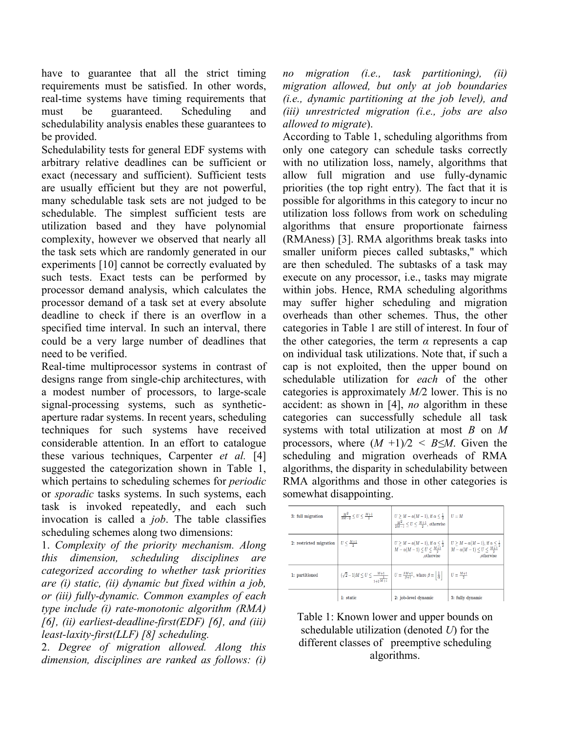have to guarantee that all the strict timing requirements must be satisfied. In other words, real-time systems have timing requirements that must be guaranteed. Scheduling and schedulability analysis enables these guarantees to be provided.

Schedulability tests for general EDF systems with arbitrary relative deadlines can be sufficient or exact (necessary and sufficient). Sufficient tests are usually efficient but they are not powerful, many schedulable task sets are not judged to be schedulable. The simplest sufficient tests are utilization based and they have polynomial complexity, however we observed that nearly all the task sets which are randomly generated in our experiments [10] cannot be correctly evaluated by such tests. Exact tests can be performed by processor demand analysis, which calculates the processor demand of a task set at every absolute deadline to check if there is an overflow in a specified time interval. In such an interval, there could be a very large number of deadlines that need to be verified.

Real-time multiprocessor systems in contrast of designs range from single-chip architectures, with a modest number of processors, to large-scale signal-processing systems, such as synthetic-aperture radar systems. In recent years, scheduling techniques for such systems have received considerable attention. In an effort to catalogue these various techniques, Carpenter *et al.* [4] suggested the categorization shown in Table 1, which pertains to scheduling schemes for *periodic* or *sporadic* tasks systems. In such systems, each task is invoked repeatedly, and each such invocation is called a *job*. The table classifies scheduling schemes along two dimensions:

1. *Complexity of the priority mechanism. Along this dimension, scheduling disciplines are categorized according to whether task priorities are (i) static, (ii) dynamic but fixed within a job, or (iii) fully-dynamic. Common examples of each type include (i) rate-monotonic algorithm (RMA) [6], (ii) earliest-deadline-first(EDF) [6], and (iii) least-laxity-first(LLF) [8] scheduling.*
2. *Degree of migration allowed. Along this dimension, disciplines are ranked as follows: (i) no migration (i.e., task partitioning), (ii) migration allowed, but only at job boundaries (i.e., dynamic partitioning at the job level), and (iii) unrestricted migration (i.e., jobs are also allowed to migrate*).

According to Table 1, scheduling algorithms from only one category can schedule tasks correctly with no utilization loss, namely, algorithms that allow full migration and use fully-dynamic priorities (the top right entry). The fact that it is possible for algorithms in this category to incur no utilization loss follows from work on scheduling algorithms that ensure proportionate fairness (RMAness) [3]. RMA algorithms break tasks into smaller uniform pieces called subtasks," which are then scheduled. The subtasks of a task may execute on any processor, i.e., tasks may migrate within jobs. Hence, RMA scheduling algorithms may suffer higher scheduling and migration overheads than other schemes. Thus, the other categories in Table 1 are still of interest. In four of the other categories, the term $\alpha$ represents a cap on individual task utilizations. Note that, if such a cap is not exploited, then the upper bound on schedulable utilization for *each* of the other categories is approximately $M/2$ lower. This is no accident: as shown in [4], *no* algorithm in these categories can successfully schedule all task systems with total utilization at most $B$ on $M$ processors, where $(M+1)/2 < B \leq M$. Given the scheduling and migration overheads of RMA algorithms, the disparity in schedulability between RMA algorithms and those in other categories is somewhat disappointing.

| | | | |
|---|---|---|---|
| 3: full migration | $\frac{M^2}{3M-2} \leq U \leq \frac{M+1}{2}$ | $U \geq M - \alpha(M-1)$, if $\alpha \leq \frac{1}{2}$; $\frac{M^2}{2M-1} \leq U \leq \frac{M+1}{2}$, otherwise | $U = M$ |
| 2: restricted migration | $U \leq \frac{M+1}{2}$ | $U \geq M - \alpha(M-1)$, if $\alpha \leq \frac{1}{2}$; $M - \alpha(M-1) \leq U \leq \frac{M+1}{2}$, otherwise | $U \geq M - \alpha(M-1)$, if $\alpha \leq \frac{1}{2}$; $M - \alpha(M-1) \leq U \leq \frac{M+1}{2}$, otherwise |
| 1: partitioned | $(\sqrt{2}-1)M \leq U \leq \frac{M+1}{1+2^{\frac{1}{M+1}}}$ | $U = \frac{\beta M+1}{\beta+1}$, where $\beta = \lfloor \frac{1}{\alpha} \rfloor$ | $U = \frac{M+1}{2}$ |
| | 1: static | 2: job-level dynamic | 3: fully dynamic |

Table 1: Known lower and upper bounds on schedulable utilization (denoted $U$) for the different classes of preemptive scheduling algorithms.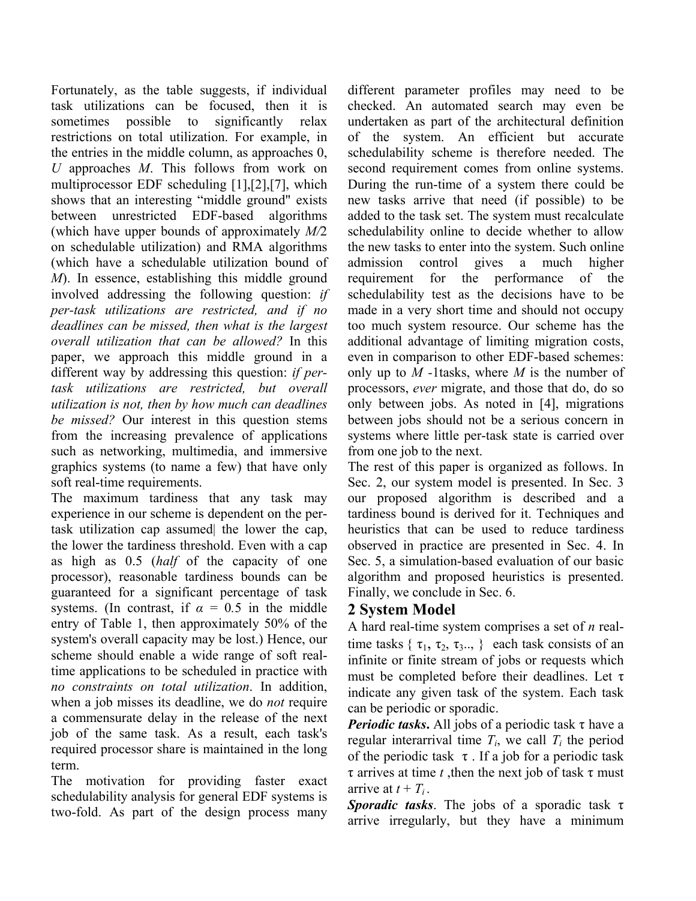Fortunately, as the table suggests, if individual task utilizations can be focused, then it is sometimes possible to significantly relax restrictions on total utilization. For example, in the entries in the middle column, as approaches 0, $U$ approaches $M$. This follows from work on multiprocessor EDF scheduling [1],[2],[7], which shows that an interesting "middle ground" exists between unrestricted EDF-based algorithms (which have upper bounds of approximately $M/2$ on schedulable utilization) and RMA algorithms (which have a schedulable utilization bound of $M$). In essence, establishing this middle ground involved addressing the following question: *if per-task utilizations are restricted, and if no deadlines can be missed, then what is the largest overall utilization that can be allowed?* In this paper, we approach this middle ground in a different way by addressing this question: *if per-task utilizations are restricted, but overall utilization is not, then by how much can deadlines be missed?* Our interest in this question stems from the increasing prevalence of applications such as networking, multimedia, and immersive graphics systems (to name a few) that have only soft real-time requirements.

The maximum tardiness that any task may experience in our scheme is dependent on the per-task utilization cap assumed| the lower the cap, the lower the tardiness threshold. Even with a cap as high as 0.5 (*half* of the capacity of one processor), reasonable tardiness bounds can be guaranteed for a significant percentage of task systems. (In contrast, if $\alpha$ = 0.5 in the middle entry of Table 1, then approximately 50% of the system's overall capacity may be lost.) Hence, our scheme should enable a wide range of soft real-time applications to be scheduled in practice with *no constraints on total utilization*. In addition, when a job misses its deadline, we do *not* require a commensurate delay in the release of the next job of the same task. As a result, each task's required processor share is maintained in the long term.

The motivation for providing faster exact schedulability analysis for general EDF systems is two-fold. As part of the design process many different parameter profiles may need to be checked. An automated search may even be undertaken as part of the architectural definition of the system. An efficient but accurate schedulability scheme is therefore needed. The second requirement comes from online systems. During the run-time of a system there could be new tasks arrive that need (if possible) to be added to the task set. The system must recalculate schedulability online to decide whether to allow the new tasks to enter into the system. Such online admission control gives a much higher requirement for the performance of the schedulability test as the decisions have to be made in a very short time and should not occupy too much system resource. Our scheme has the additional advantage of limiting migration costs, even in comparison to other EDF-based schemes: only up to $M$ -1tasks, where $M$ is the number of processors, *ever* migrate, and those that do, do so only between jobs. As noted in [4], migrations between jobs should not be a serious concern in systems where little per-task state is carried over from one job to the next.

The rest of this paper is organized as follows. In Sec. 2, our system model is presented. In Sec. 3 our proposed algorithm is described and a tardiness bound is derived for it. Techniques and heuristics that can be used to reduce tardiness observed in practice are presented in Sec. 4. In Sec. 5, a simulation-based evaluation of our basic algorithm and proposed heuristics is presented. Finally, we conclude in Sec. 6.

## 2 System Model

A hard real-time system comprises a set of $n$ real-time tasks { $\tau_1$, $\tau_2$, $\tau_3$.., } each task consists of an infinite or finite stream of jobs or requests which must be completed before their deadlines. Let $\tau$ indicate any given task of the system. Each task can be periodic or sporadic.

***Periodic tasks*.** All jobs of a periodic task $\tau$ have a regular interarrival time $T_i$, we call $T_i$ the period of the periodic task $\tau$ . If a job for a periodic task $\tau$ arrives at time $t$ ,then the next job of task $\tau$ must arrive at $t + T_i$ .

***Sporadic tasks*.** The jobs of a sporadic task $\tau$ arrive irregularly, but they have a minimum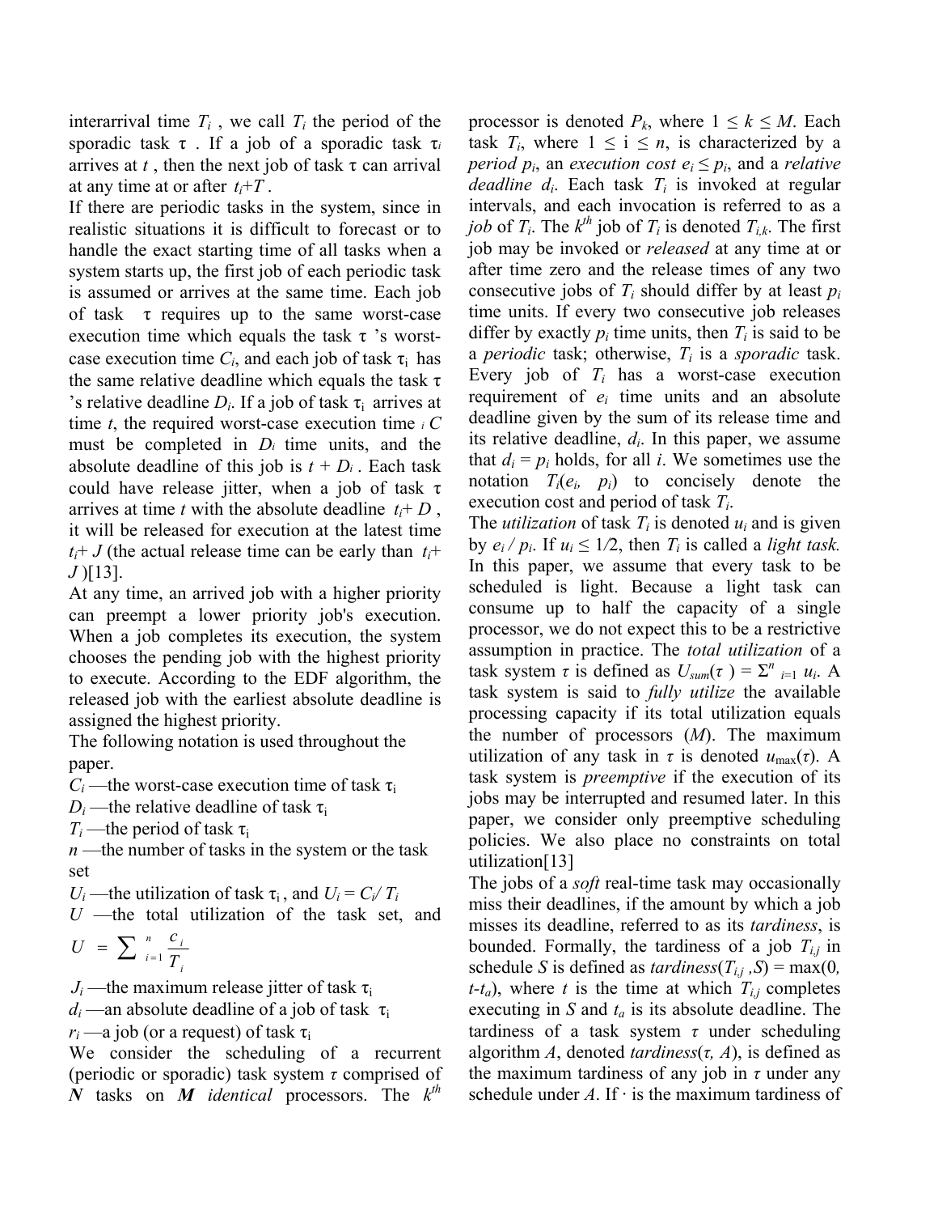interarrival time $T_i$ , we call $T_i$ the period of the sporadic task τ . If a job of a sporadic task $\tau_i$ arrives at $t$ , then the next job of task τ can arrival at any time at or after $t_i$+$T$ .

If there are periodic tasks in the system, since in realistic situations it is difficult to forecast or to handle the exact starting time of all tasks when a system starts up, the first job of each periodic task is assumed or arrives at the same time. Each job of task τ requires up to the same worst-case execution time which equals the task τ 's worst-case execution time $C_i$, and each job of task $\tau_i$ has the same relative deadline which equals the task τ 's relative deadline $D_i$. If a job of task $\tau_i$ arrives at time $t$, the required worst-case execution time $_iC$ must be completed in $D_i$ time units, and the absolute deadline of this job is $t + D_i$ . Each task could have release jitter, when a job of task τ arrives at time $t$ with the absolute deadline $t_i$+ $D$ , it will be released for execution at the latest time $t_i$+ $J$ (the actual release time can be early than $t_i$+ $J$ )[13].

At any time, an arrived job with a higher priority can preempt a lower priority job's execution. When a job completes its execution, the system chooses the pending job with the highest priority to execute. According to the EDF algorithm, the released job with the earliest absolute deadline is assigned the highest priority.

The following notation is used throughout the paper.

$C_i$ —the worst-case execution time of task $\tau_i$

$D_i$ —the relative deadline of task $\tau_i$

$T_i$ —the period of task $\tau_i$

$n$ —the number of tasks in the system or the task set

$U_i$ —the utilization of task $\tau_i$ , and $U_i = C_i / T_i$

$U$ —the total utilization of the task set, and $U = \sum_{i=1}^{n} \frac{c_i}{T_i}$

$J_i$ —the maximum release jitter of task $\tau_i$

$d_i$ —an absolute deadline of a job of task $\tau_i$

$r_i$ —a job (or a request) of task $\tau_i$

We consider the scheduling of a recurrent (periodic or sporadic) task system $\tau$ comprised of ***N*** tasks on ***M*** *identical* processors. The $k^{th}$ processor is denoted $P_k$, where $1 \le k \le M$. Each task $T_i$, where $1 \le i \le n$, is characterized by a *period* $p_i$, an *execution cost* $e_i \le p_i$, and a *relative deadline* $d_i$. Each task $T_i$ is invoked at regular intervals, and each invocation is referred to as a *job* of $T_i$. The $k^{th}$ job of $T_i$ is denoted $T_{i,k}$. The first job may be invoked or *released* at any time at or after time zero and the release times of any two consecutive jobs of $T_i$ should differ by at least $p_i$ time units. If every two consecutive job releases differ by exactly $p_i$ time units, then $T_i$ is said to be a *periodic* task; otherwise, $T_i$ is a *sporadic* task. Every job of $T_i$ has a worst-case execution requirement of $e_i$ time units and an absolute deadline given by the sum of its release time and its relative deadline, $d_i$. In this paper, we assume that $d_i = p_i$ holds, for all $i$. We sometimes use the notation $T_i(e_i, p_i)$ to concisely denote the execution cost and period of task $T_i$.

The *utilization* of task $T_i$ is denoted $u_i$ and is given by $e_i / p_i$. If $u_i \le 1/2$, then $T_i$ is called a *light task.* In this paper, we assume that every task to be scheduled is light. Because a light task can consume up to half the capacity of a single processor, we do not expect this to be a restrictive assumption in practice. The *total utilization* of a task system $\tau$ is defined as $U_{sum}(\tau) = \Sigma^{n}_{i=1} u_i$. A task system is said to *fully utilize* the available processing capacity if its total utilization equals the number of processors ($M$). The maximum utilization of any task in $\tau$ is denoted $u_{\max}(\tau)$. A task system is *preemptive* if the execution of its jobs may be interrupted and resumed later. In this paper, we consider only preemptive scheduling policies. We also place no constraints on total utilization[13]

The jobs of a *soft* real-time task may occasionally miss their deadlines, if the amount by which a job misses its deadline, referred to as its *tardiness*, is bounded. Formally, the tardiness of a job $T_{i,j}$ in schedule $S$ is defined as $tardiness(T_{i,j}, S) = \max(0, t - t_a)$, where $t$ is the time at which $T_{i,j}$ completes executing in $S$ and $t_a$ is its absolute deadline. The tardiness of a task system $\tau$ under scheduling algorithm $A$, denoted $tardiness(\tau, A)$, is defined as the maximum tardiness of any job in $\tau$ under any schedule under $A$. If · is the maximum tardiness of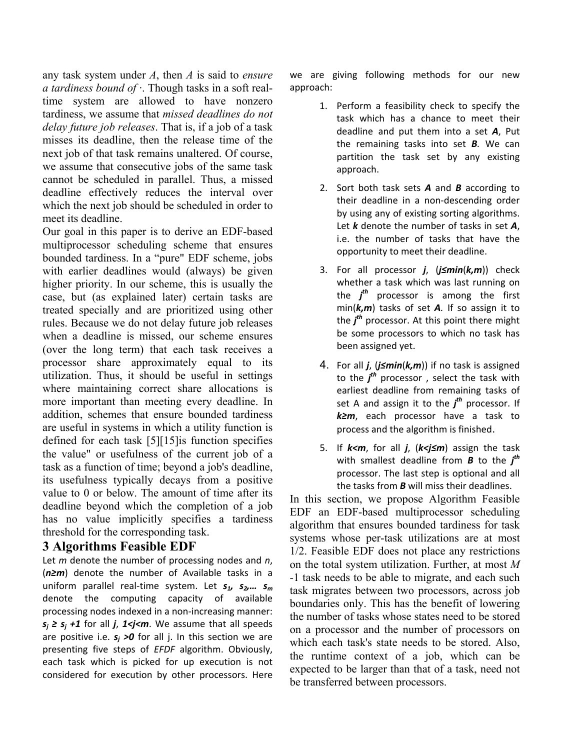any task system under *A*, then *A* is said to *ensure a tardiness bound of* ·. Though tasks in a soft real-time system are allowed to have nonzero tardiness, we assume that *missed deadlines do not delay future job releases*. That is, if a job of a task misses its deadline, then the release time of the next job of that task remains unaltered. Of course, we assume that consecutive jobs of the same task cannot be scheduled in parallel. Thus, a missed deadline effectively reduces the interval over which the next job should be scheduled in order to meet its deadline.

Our goal in this paper is to derive an EDF-based multiprocessor scheduling scheme that ensures bounded tardiness. In a "pure" EDF scheme, jobs with earlier deadlines would (always) be given higher priority. In our scheme, this is usually the case, but (as explained later) certain tasks are treated specially and are prioritized using other rules. Because we do not delay future job releases when a deadline is missed, our scheme ensures (over the long term) that each task receives a processor share approximately equal to its utilization. Thus, it should be useful in settings where maintaining correct share allocations is more important than meeting every deadline. In addition, schemes that ensure bounded tardiness are useful in systems in which a utility function is defined for each task [5][15]is function specifies the value" or usefulness of the current job of a task as a function of time; beyond a job's deadline, its usefulness typically decays from a positive value to 0 or below. The amount of time after its deadline beyond which the completion of a job has no value implicitly specifies a tardiness threshold for the corresponding task.

## 3 Algorithms Feasible EDF

Let $m$ denote the number of processing nodes and $n$, ($n \geq m$) denote the number of Available tasks in a uniform parallel real-time system. Let $s_1$, $s_2$,… $s_m$ denote the computing capacity of available processing nodes indexed in a non-increasing manner: $s_j \geq s_j + 1$ for all $j$, $1<j<m$. We assume that all speeds are positive i.e. $s_j > 0$ for all j. In this section we are presenting five steps of *EFDF* algorithm. Obviously, each task which is picked for up execution is not considered for execution by other processors. Here we are giving following methods for our new approach:

1. Perform a feasibility check to specify the task which has a chance to meet their deadline and put them into a set ***A***, Put the remaining tasks into set ***B***. We can partition the task set by any existing approach.
2. Sort both task sets ***A*** and ***B*** according to their deadline in a non-descending order by using any of existing sorting algorithms. Let ***k*** denote the number of tasks in set ***A***, i.e. the number of tasks that have the opportunity to meet their deadline.
3. For all processor ***j***, ($j \leq min(k,m)$) check whether a task which was last running on the $j^{th}$ processor is among the first min($k,m$) tasks of set ***A***. If so assign it to the $j^{th}$ processor. At this point there might be some processors to which no task has been assigned yet.
4. For all ***j***, ($j \leq min(k,m)$) if no task is assigned to the $j^{th}$ processor , select the task with earliest deadline from remaining tasks of set A and assign it to the $j^{th}$ processor. If $k \geq m$, each processor have a task to process and the algorithm is finished.
5. If $k<m$, for all ***j***, ($k<j \leq m$) assign the task with smallest deadline from ***B*** to the $j^{th}$ processor. The last step is optional and all the tasks from ***B*** will miss their deadlines.

In this section, we propose Algorithm Feasible EDF an EDF-based multiprocessor scheduling algorithm that ensures bounded tardiness for task systems whose per-task utilizations are at most 1/2. Feasible EDF does not place any restrictions on the total system utilization. Further, at most *M* -1 task needs to be able to migrate, and each such task migrates between two processors, across job boundaries only. This has the benefit of lowering the number of tasks whose states need to be stored on a processor and the number of processors on which each task's state needs to be stored. Also, the runtime context of a job, which can be expected to be larger than that of a task, need not be transferred between processors.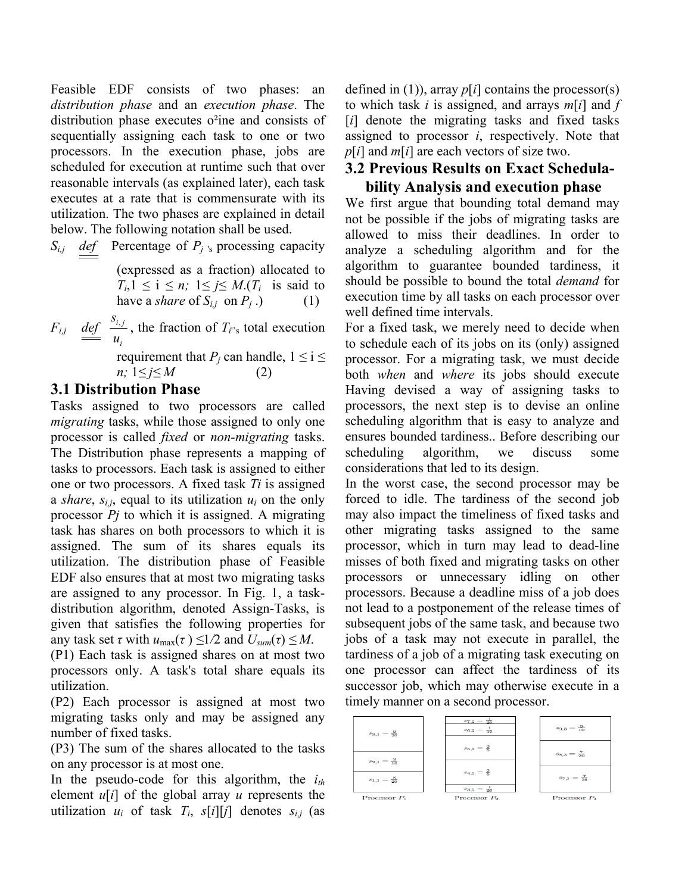Feasible EDF consists of two phases: an *distribution phase* and an *execution phase*. The distribution phase executes o²ine and consists of sequentially assigning each task to one or two processors. In the execution phase, jobs are scheduled for execution at runtime such that over reasonable intervals (as explained later), each task executes at a rate that is commensurate with its utilization. The two phases are explained in detail below. The following notation shall be used.

$S_{i,j}$ $\underline{\underline{def}}$ Percentage of $P_j$ 's processing capacity (expressed as a fraction) allocated to $T_i$, $1 \le i \le n$; $1 \le j \le M$. ($T_i$ is said to have a *share* of $S_{i,j}$ on $P_j$ .) (1)

$F_{i,j}$ $\underline{\underline{def}}$ $\frac{s_{i,j}}{u_i}$, the fraction of $T_i$'s total execution requirement that $P_j$ can handle, $1 \le i \le n$; $1 \le j \le M$ (2)

### 3.1 Distribution Phase

Tasks assigned to two processors are called *migrating* tasks, while those assigned to only one processor is called *fixed* or *non-migrating* tasks. The Distribution phase represents a mapping of tasks to processors. Each task is assigned to either one or two processors. A fixed task *Ti* is assigned a *share*, $s_{i,j}$, equal to its utilization $u_i$ on the only processor *Pj* to which it is assigned. A migrating task has shares on both processors to which it is assigned. The sum of its shares equals its utilization. The distribution phase of Feasible EDF also ensures that at most two migrating tasks are assigned to any processor. In Fig. 1, a task-distribution algorithm, denoted Assign-Tasks, is given that satisfies the following properties for any task set $\tau$ with $u_{\max}(\tau) \le 1/2$ and $U_{sum}(\tau) \le M$.

(P1) Each task is assigned shares on at most two processors only. A task's total share equals its utilization.

(P2) Each processor is assigned at most two migrating tasks only and may be assigned any number of fixed tasks.

(P3) The sum of the shares allocated to the tasks on any processor is at most one.

In the pseudo-code for this algorithm, the $i_{th}$ element $u[i]$ of the global array $u$ represents the utilization $u_i$ of task $T_i$, $s[i][j]$ denotes $s_{i,j}$ (as defined in (1)), array $p[i]$ contains the processor(s) to which task $i$ is assigned, and arrays $m[i]$ and $f[i]$ denote the migrating tasks and fixed tasks assigned to processor $i$, respectively. Note that $p[i]$ and $m[i]$ are each vectors of size two.

### 3.2 Previous Results on Exact Schedulability Analysis and execution phase

We first argue that bounding total demand may not be possible if the jobs of migrating tasks are allowed to miss their deadlines. In order to analyze a scheduling algorithm and for the algorithm to guarantee bounded tardiness, it should be possible to bound the total *demand* for execution time by all tasks on each processor over well defined time intervals.

For a fixed task, we merely need to decide when to schedule each of its jobs on its (only) assigned processor. For a migrating task, we must decide both *when* and *where* its jobs should execute Having devised a way of assigning tasks to processors, the next step is to devise an online scheduling algorithm that is easy to analyze and ensures bounded tardiness.. Before describing our scheduling algorithm, we discuss some considerations that led to its design.

In the worst case, the second processor may be forced to idle. The tardiness of the second job may also impact the timeliness of fixed tasks and other migrating tasks assigned to the same processor, which in turn may lead to dead-line misses of both fixed and migrating tasks on other processors or unnecessary idling on other processors. Because a deadline miss of a job does not lead to a postponement of the release times of subsequent jobs of the same task, and because two jobs of a task may not execute in parallel, the tardiness of a job of a migrating task executing on one processor can affect the tardiness of its successor job, which may otherwise execute in a timely manner on a second processor.

| Processor $P_1$ | Processor $P_2$ | Processor $P_3$ |
|---|---|---|
| $s_{3,1} = \frac{9}{20}$ | $s_{7,2} = \frac{1}{20}$ | $s_{9,3} = \frac{3}{10}$ |
| $s_{2,1} = \frac{3}{10}$ | $s_{6,2} = \frac{1}{10}$ | $s_{8,3} = \frac{7}{20}$ |
| $s_{1,1} = \frac{5}{20}$ | $s_{5,2} = \frac{2}{5}$ | $s_{7,3} = \frac{7}{20}$ |
| | $s_{4,2} = \frac{2}{5}$ | |
| | $s_{3,2} = \frac{1}{20}$ | |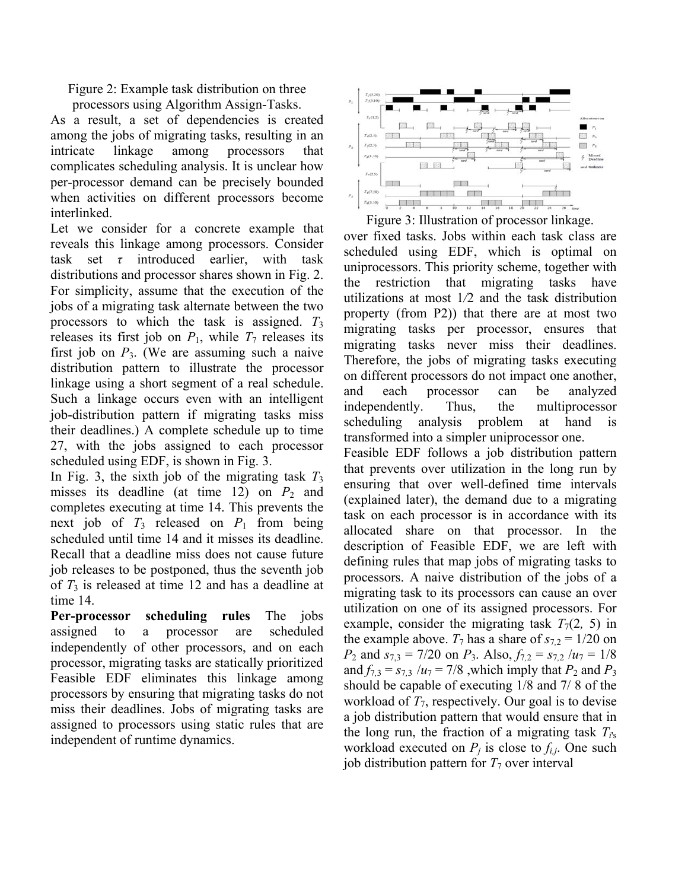Figure 2: Example task distribution on three processors using Algorithm Assign-Tasks.

As a result, a set of dependencies is created among the jobs of migrating tasks, resulting in an intricate linkage among processors that complicates scheduling analysis. It is unclear how per-processor demand can be precisely bounded when activities on different processors become interlinked.

Let we consider for a concrete example that reveals this linkage among processors. Consider task set $\tau$ introduced earlier, with task distributions and processor shares shown in Fig. 2. For simplicity, assume that the execution of the jobs of a migrating task alternate between the two processors to which the task is assigned. $T_3$ releases its first job on $P_1$, while $T_7$ releases its first job on $P_3$. (We are assuming such a naive distribution pattern to illustrate the processor linkage using a short segment of a real schedule. Such a linkage occurs even with an intelligent job-distribution pattern if migrating tasks miss their deadlines.) A complete schedule up to time 27, with the jobs assigned to each processor scheduled using EDF, is shown in Fig. 3.

In Fig. 3, the sixth job of the migrating task $T_3$ misses its deadline (at time 12) on $P_2$ and completes executing at time 14. This prevents the next job of $T_3$ released on $P_1$ from being scheduled until time 14 and it misses its deadline. Recall that a deadline miss does not cause future job releases to be postponed, thus the seventh job of $T_3$ is released at time 12 and has a deadline at time 14.

**Per-processor scheduling rules** The jobs assigned to a processor are scheduled independently of other processors, and on each processor, migrating tasks are statically prioritized Feasible EDF eliminates this linkage among processors by ensuring that migrating tasks do not miss their deadlines. Jobs of migrating tasks are assigned to processors using static rules that are independent of runtime dynamics.

Figure 3: Illustration of processor linkage.

over fixed tasks. Jobs within each task class are scheduled using EDF, which is optimal on uniprocessors. This priority scheme, together with the restriction that migrating tasks have utilizations at most 1/2 and the task distribution property (from P2)) that there are at most two migrating tasks per processor, ensures that migrating tasks never miss their deadlines. Therefore, the jobs of migrating tasks executing on different processors do not impact one another, and each processor can be analyzed independently. Thus, the multiprocessor scheduling analysis problem at hand is transformed into a simpler uniprocessor one.

Feasible EDF follows a job distribution pattern that prevents over utilization in the long run by ensuring that over well-defined time intervals (explained later), the demand due to a migrating task on each processor is in accordance with its allocated share on that processor. In the description of Feasible EDF, we are left with defining rules that map jobs of migrating tasks to processors. A naive distribution of the jobs of a migrating task to its processors can cause an over utilization on one of its assigned processors. For example, consider the migrating task $T_7(2, 5)$ in the example above. $T_7$ has a share of $s_{7,2} = 1/20$ on $P_2$ and $s_{7,3} = 7/20$ on $P_3$. Also, $f_{7,2} = s_{7,2} / u_7 = 1/8$ and $f_{7,3} = s_{7,3} / u_7 = 7/8$ ,which imply that $P_2$ and $P_3$ should be capable of executing 1/8 and 7/ 8 of the workload of $T_7$, respectively. Our goal is to devise a job distribution pattern that would ensure that in the long run, the fraction of a migrating task $T_i$'s workload executed on $P_j$ is close to $f_{i,j}$. One such job distribution pattern for $T_7$ over interval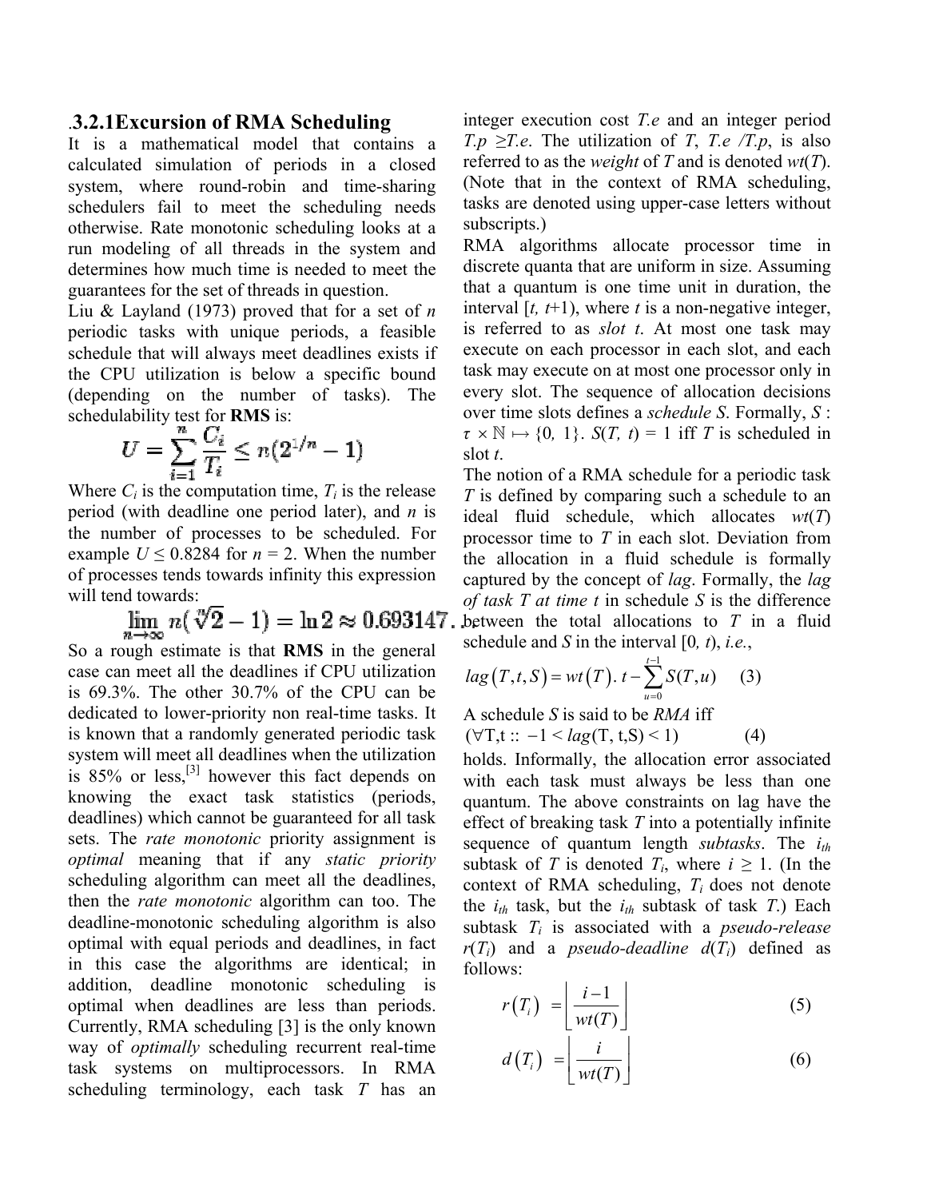### .3.2.1Excursion of RMA Scheduling

It is a mathematical model that contains a calculated simulation of periods in a closed system, where round-robin and time-sharing schedulers fail to meet the scheduling needs otherwise. Rate monotonic scheduling looks at a run modeling of all threads in the system and determines how much time is needed to meet the guarantees for the set of threads in question.

Liu & Layland (1973) proved that for a set of $n$ periodic tasks with unique periods, a feasible schedule that will always meet deadlines exists if the CPU utilization is below a specific bound (depending on the number of tasks). The schedulability test for **RMS** is:

$$U = \sum_{i=1}^{n} \frac{C_i}{T_i} \leq n(2^{1/n} - 1)$$

Where $C_i$ is the computation time, $T_i$ is the release period (with deadline one period later), and $n$ is the number of processes to be scheduled. For example $U \leq 0.8284$ for $n = 2$. When the number of processes tends towards infinity this expression will tend towards:

$$\lim_{n \to \infty} n(\sqrt[n]{2} - 1) = \ln 2 \approx 0.693147\ldots$$

So a rough estimate is that **RMS** in the general case can meet all the deadlines if CPU utilization is 69.3%. The other 30.7% of the CPU can be dedicated to lower-priority non real-time tasks. It is known that a randomly generated periodic task system will meet all deadlines when the utilization is 85% or less,[3] however this fact depends on knowing the exact task statistics (periods, deadlines) which cannot be guaranteed for all task sets. The *rate monotonic* priority assignment is *optimal* meaning that if any *static priority* scheduling algorithm can meet all the deadlines, then the *rate monotonic* algorithm can too. The deadline-monotonic scheduling algorithm is also optimal with equal periods and deadlines, in fact in this case the algorithms are identical; in addition, deadline monotonic scheduling is optimal when deadlines are less than periods. Currently, RMA scheduling [3] is the only known way of *optimally* scheduling recurrent real-time task systems on multiprocessors. In RMA scheduling terminology, each task $T$ has an integer execution cost $T.e$ and an integer period $T.p \geq T.e$. The utilization of $T$, $T.e / T.p$, is also referred to as the *weight* of $T$ and is denoted $wt(T)$. (Note that in the context of RMA scheduling, tasks are denoted using upper-case letters without subscripts.)

RMA algorithms allocate processor time in discrete quanta that are uniform in size. Assuming that a quantum is one time unit in duration, the interval $[t, t+1)$, where $t$ is a non-negative integer, is referred to as *slot* $t$. At most one task may execute on each processor in each slot, and each task may execute on at most one processor only in every slot. The sequence of allocation decisions over time slots defines a *schedule S*. Formally, $S : \tau \times \mathbb{N} \mapsto \{0, 1\}$. $S(T, t) = 1$ iff $T$ is scheduled in slot $t$.

The notion of a RMA schedule for a periodic task $T$ is defined by comparing such a schedule to an ideal fluid schedule, which allocates $wt(T)$ processor time to $T$ in each slot. Deviation from the allocation in a fluid schedule is formally captured by the concept of *lag*. Formally, the *lag of task T at time t* in schedule $S$ is the difference between the total allocations to $T$ in a fluid schedule and $S$ in the interval $[0, t)$, *i.e.*,

$$lag(T, t, S) = wt(T).\, t - \sum_{u=0}^{t-1} S(T, u) \quad (3)$$

A schedule $S$ is said to be *RMA* iff

$$(\forall T, t :: \ -1 < lag(T, t, S) < 1) \quad (4)$$

holds. Informally, the allocation error associated with each task must always be less than one quantum. The above constraints on lag have the effect of breaking task $T$ into a potentially infinite sequence of quantum length *subtasks*. The $i_{th}$ subtask of $T$ is denoted $T_i$, where $i \geq 1$. (In the context of RMA scheduling, $T_i$ does not denote the $i_{th}$ task, but the $i_{th}$ subtask of task $T$.) Each subtask $T_i$ is associated with a *pseudo-release* $r(T_i)$ and a *pseudo-deadline* $d(T_i)$ defined as follows:

$$r(T_i) = \left\lfloor \frac{i-1}{wt(T)} \right\rfloor \quad (5)$$

$$d(T_i) = \left\lfloor \frac{i}{wt(T)} \right\rfloor \quad (6)$$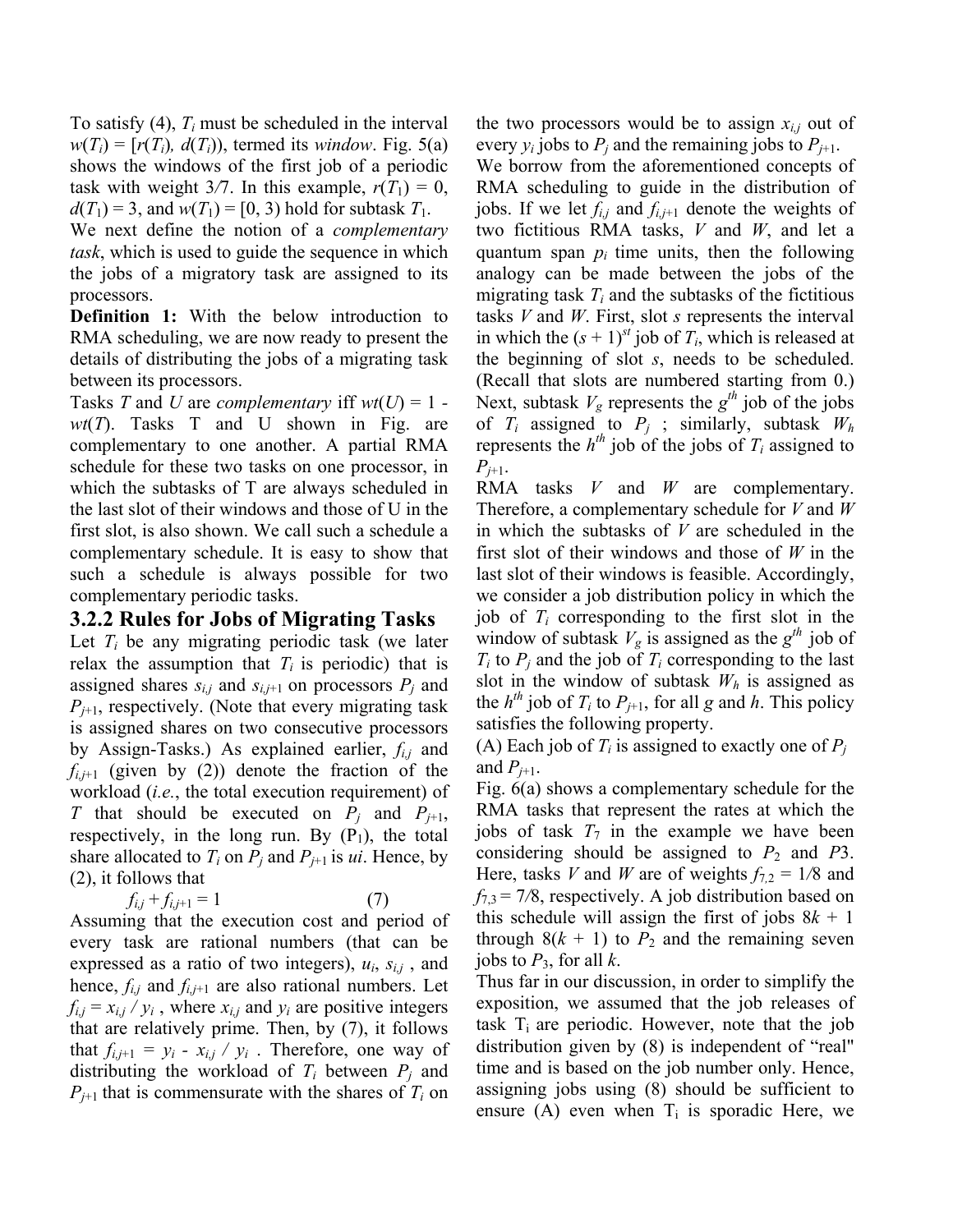To satisfy (4), $T_i$ must be scheduled in the interval $w(T_i) = [r(T_i), d(T_i))$, termed its *window*. Fig. 5(a) shows the windows of the first job of a periodic task with weight 3/7. In this example, $r(T_1) = 0$, $d(T_1) = 3$, and $w(T_1) = [0, 3)$ hold for subtask $T_1$.

We next define the notion of a *complementary task*, which is used to guide the sequence in which the jobs of a migratory task are assigned to its processors.

**Definition 1:** With the below introduction to RMA scheduling, we are now ready to present the details of distributing the jobs of a migrating task between its processors.

Tasks $T$ and $U$ are *complementary* iff $wt(U) = 1 - wt(T)$. Tasks T and U shown in Fig. are complementary to one another. A partial RMA schedule for these two tasks on one processor, in which the subtasks of T are always scheduled in the last slot of their windows and those of U in the first slot, is also shown. We call such a schedule a complementary schedule. It is easy to show that such a schedule is always possible for two complementary periodic tasks.

### 3.2.2 Rules for Jobs of Migrating Tasks

Let $T_i$ be any migrating periodic task (we later relax the assumption that $T_i$ is periodic) that is assigned shares $s_{i,j}$ and $s_{i,j+1}$ on processors $P_j$ and $P_{j+1}$, respectively. (Note that every migrating task is assigned shares on two consecutive processors by Assign-Tasks.) As explained earlier, $f_{i,j}$ and $f_{i,j+1}$ (given by (2)) denote the fraction of the workload (*i.e.*, the total execution requirement) of $T$ that should be executed on $P_j$ and $P_{j+1}$, respectively, in the long run. By ($P_1$), the total share allocated to $T_i$ on $P_j$ and $P_{j+1}$ is $ui$. Hence, by (2), it follows that

$$f_{i,j} + f_{i,j+1} = 1 \qquad (7)$$

Assuming that the execution cost and period of every task are rational numbers (that can be expressed as a ratio of two integers), $u_i$, $s_{i,j}$, and hence, $f_{i,j}$ and $f_{i,j+1}$ are also rational numbers. Let $f_{i,j} = x_{i,j} / y_i$, where $x_{i,j}$ and $y_i$ are positive integers that are relatively prime. Then, by (7), it follows that $f_{i,j+1} = y_i - x_{i,j} / y_i$. Therefore, one way of distributing the workload of $T_i$ between $P_j$ and $P_{j+1}$ that is commensurate with the shares of $T_i$ on the two processors would be to assign $x_{i,j}$ out of every $y_i$ jobs to $P_j$ and the remaining jobs to $P_{j+1}$.

We borrow from the aforementioned concepts of RMA scheduling to guide in the distribution of jobs. If we let $f_{i,j}$ and $f_{i,j+1}$ denote the weights of two fictitious RMA tasks, $V$ and $W$, and let a quantum span $p_i$ time units, then the following analogy can be made between the jobs of the migrating task $T_i$ and the subtasks of the fictitious tasks $V$ and $W$. First, slot $s$ represents the interval in which the $(s + 1)^{st}$ job of $T_i$, which is released at the beginning of slot $s$, needs to be scheduled. (Recall that slots are numbered starting from 0.) Next, subtask $V_g$ represents the $g^{th}$ job of the jobs of $T_i$ assigned to $P_j$; similarly, subtask $W_h$ represents the $h^{th}$ job of the jobs of $T_i$ assigned to $P_{j+1}$.

RMA tasks $V$ and $W$ are complementary. Therefore, a complementary schedule for $V$ and $W$ in which the subtasks of $V$ are scheduled in the first slot of their windows and those of $W$ in the last slot of their windows is feasible. Accordingly, we consider a job distribution policy in which the job of $T_i$ corresponding to the first slot in the window of subtask $V_g$ is assigned as the $g^{th}$ job of $T_i$ to $P_j$ and the job of $T_i$ corresponding to the last slot in the window of subtask $W_h$ is assigned as the $h^{th}$ job of $T_i$ to $P_{j+1}$, for all $g$ and $h$. This policy satisfies the following property.

(A) Each job of $T_i$ is assigned to exactly one of $P_j$ and $P_{j+1}$.

Fig. 6(a) shows a complementary schedule for the RMA tasks that represent the rates at which the jobs of task $T_7$ in the example we have been considering should be assigned to $P_2$ and $P3$. Here, tasks $V$ and $W$ are of weights $f_{7,2} = 1/8$ and $f_{7,3} = 7/8$, respectively. A job distribution based on this schedule will assign the first of jobs $8k + 1$ through $8(k + 1)$ to $P_2$ and the remaining seven jobs to $P_3$, for all $k$.

Thus far in our discussion, in order to simplify the exposition, we assumed that the job releases of task $T_i$ are periodic. However, note that the job distribution given by (8) is independent of "real" time and is based on the job number only. Hence, assigning jobs using (8) should be sufficient to ensure (A) even when $T_i$ is sporadic Here, we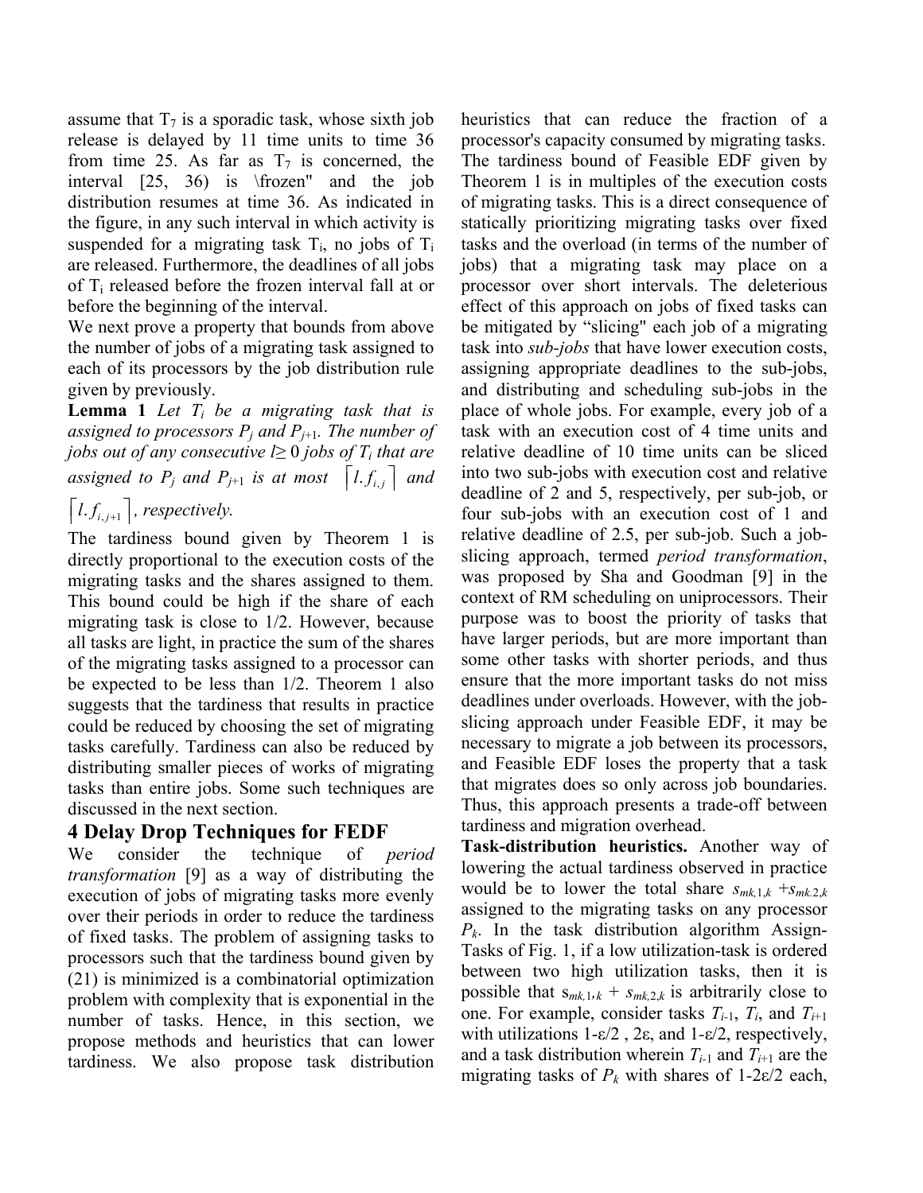assume that $T_7$ is a sporadic task, whose sixth job release is delayed by 11 time units to time 36 from time 25. As far as $T_7$ is concerned, the interval [25, 36) is \frozen" and the job distribution resumes at time 36. As indicated in the figure, in any such interval in which activity is suspended for a migrating task $T_i$, no jobs of $T_i$ are released. Furthermore, the deadlines of all jobs of $T_i$ released before the frozen interval fall at or before the beginning of the interval.

We next prove a property that bounds from above the number of jobs of a migrating task assigned to each of its processors by the job distribution rule given by previously.

**Lemma 1** *Let $T_i$ be a migrating task that is assigned to processors $P_j$ and $P_{j+1}$. The number of jobs out of any consecutive $l \geq 0$ jobs of $T_i$ that are assigned to $P_j$ and $P_{j+1}$ is at most $\lceil l.f_{i,j} \rceil$ and $\lceil l.f_{i,j+1} \rceil$, respectively.*

The tardiness bound given by Theorem 1 is directly proportional to the execution costs of the migrating tasks and the shares assigned to them. This bound could be high if the share of each migrating task is close to 1/2. However, because all tasks are light, in practice the sum of the shares of the migrating tasks assigned to a processor can be expected to be less than 1/2. Theorem 1 also suggests that the tardiness that results in practice could be reduced by choosing the set of migrating tasks carefully. Tardiness can also be reduced by distributing smaller pieces of works of migrating tasks than entire jobs. Some such techniques are discussed in the next section.

# 4 Delay Drop Techniques for FEDF

We consider the technique of *period transformation* [9] as a way of distributing the execution of jobs of migrating tasks more evenly over their periods in order to reduce the tardiness of fixed tasks. The problem of assigning tasks to processors such that the tardiness bound given by (21) is minimized is a combinatorial optimization problem with complexity that is exponential in the number of tasks. Hence, in this section, we propose methods and heuristics that can lower tardiness. We also propose task distribution heuristics that can reduce the fraction of a processor's capacity consumed by migrating tasks. The tardiness bound of Feasible EDF given by Theorem 1 is in multiples of the execution costs of migrating tasks. This is a direct consequence of statically prioritizing migrating tasks over fixed tasks and the overload (in terms of the number of jobs) that a migrating task may place on a processor over short intervals. The deleterious effect of this approach on jobs of fixed tasks can be mitigated by "slicing" each job of a migrating task into *sub-jobs* that have lower execution costs, assigning appropriate deadlines to the sub-jobs, and distributing and scheduling sub-jobs in the place of whole jobs. For example, every job of a task with an execution cost of 4 time units and relative deadline of 10 time units can be sliced into two sub-jobs with execution cost and relative deadline of 2 and 5, respectively, per sub-job, or four sub-jobs with an execution cost of 1 and relative deadline of 2.5, per sub-job. Such a job-slicing approach, termed *period transformation*, was proposed by Sha and Goodman [9] in the context of RM scheduling on uniprocessors. Their purpose was to boost the priority of tasks that have larger periods, but are more important than some other tasks with shorter periods, and thus ensure that the more important tasks do not miss deadlines under overloads. However, with the job-slicing approach under Feasible EDF, it may be necessary to migrate a job between its processors, and Feasible EDF loses the property that a task that migrates does so only across job boundaries. Thus, this approach presents a trade-off between tardiness and migration overhead.

**Task-distribution heuristics.** Another way of lowering the actual tardiness observed in practice would be to lower the total share $s_{mk,1,k} + s_{mk,2,k}$ assigned to the migrating tasks on any processor $P_k$. In the task distribution algorithm Assign-Tasks of Fig. 1, if a low utilization-task is ordered between two high utilization tasks, then it is possible that $s_{mk,1,k} + s_{mk,2,k}$ is arbitrarily close to one. For example, consider tasks $T_{i-1}$, $T_i$, and $T_{i+1}$ with utilizations $1-\varepsilon/2$ , $2\varepsilon$, and $1-\varepsilon/2$, respectively, and a task distribution wherein $T_{i-1}$ and $T_{i+1}$ are the migrating tasks of $P_k$ with shares of $1-2\varepsilon/2$ each,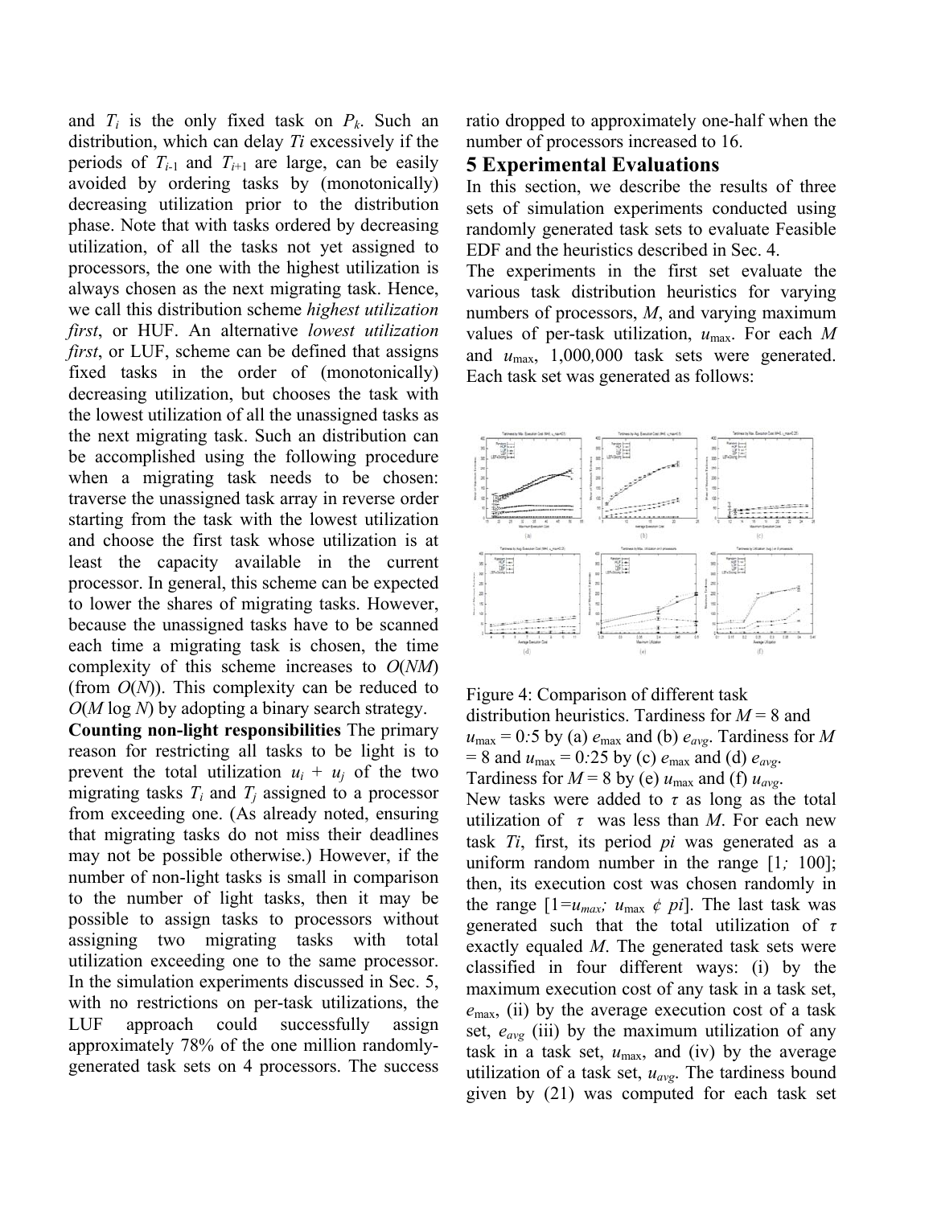and $T_i$ is the only fixed task on $P_k$. Such an distribution, which can delay $T_i$ excessively if the periods of $T_{i-1}$ and $T_{i+1}$ are large, can be easily avoided by ordering tasks by (monotonically) decreasing utilization prior to the distribution phase. Note that with tasks ordered by decreasing utilization, of all the tasks not yet assigned to processors, the one with the highest utilization is always chosen as the next migrating task. Hence, we call this distribution scheme *highest utilization first*, or HUF. An alternative *lowest utilization first*, or LUF, scheme can be defined that assigns fixed tasks in the order of (monotonically) decreasing utilization, but chooses the task with the lowest utilization of all the unassigned tasks as the next migrating task. Such an distribution can be accomplished using the following procedure when a migrating task needs to be chosen: traverse the unassigned task array in reverse order starting from the task with the lowest utilization and choose the first task whose utilization is at least the capacity available in the current processor. In general, this scheme can be expected to lower the shares of migrating tasks. However, because the unassigned tasks have to be scanned each time a migrating task is chosen, the time complexity of this scheme increases to $O(NM)$ (from $O(N)$). This complexity can be reduced to $O(M \log N)$ by adopting a binary search strategy.

**Counting non-light responsibilities** The primary reason for restricting all tasks to be light is to prevent the total utilization $u_i + u_j$ of the two migrating tasks $T_i$ and $T_j$ assigned to a processor from exceeding one. (As already noted, ensuring that migrating tasks do not miss their deadlines may not be possible otherwise.) However, if the number of non-light tasks is small in comparison to the number of light tasks, then it may be possible to assign tasks to processors without assigning two migrating tasks with total utilization exceeding one to the same processor. In the simulation experiments discussed in Sec. 5, with no restrictions on per-task utilizations, the LUF approach could successfully assign approximately 78% of the one million randomly-generated task sets on 4 processors. The success ratio dropped to approximately one-half when the number of processors increased to 16.

## 5 Experimental Evaluations

In this section, we describe the results of three sets of simulation experiments conducted using randomly generated task sets to evaluate Feasible EDF and the heuristics described in Sec. 4.

The experiments in the first set evaluate the various task distribution heuristics for varying numbers of processors, $M$, and varying maximum values of per-task utilization, $u_{\max}$. For each $M$ and $u_{\max}$, 1,000,000 task sets were generated. Each task set was generated as follows:

Figure 4: Comparison of different task distribution heuristics. Tardiness for $M = 8$ and $u_{\max} = 0.5$ by (a) $e_{\max}$ and (b) $e_{avg}$. Tardiness for $M = 8$ and $u_{\max} = 0.25$ by (c) $e_{\max}$ and (d) $e_{avg}$. Tardiness for $M = 8$ by (e) $u_{\max}$ and (f) $u_{avg}$.

New tasks were added to $\tau$ as long as the total utilization of $\tau$ was less than $M$. For each new task $T_i$, first, its period $p_i$ was generated as a uniform random number in the range $[1; 100]$; then, its execution cost was chosen randomly in the range $[1/u_{max}; u_{\max} \cdot p_i]$. The last task was generated such that the total utilization of $\tau$ exactly equaled $M$. The generated task sets were classified in four different ways: (i) by the maximum execution cost of any task in a task set, $e_{\max}$, (ii) by the average execution cost of a task set, $e_{avg}$ (iii) by the maximum utilization of any task in a task set, $u_{\max}$, and (iv) by the average utilization of a task set, $u_{avg}$. The tardiness bound given by (21) was computed for each task set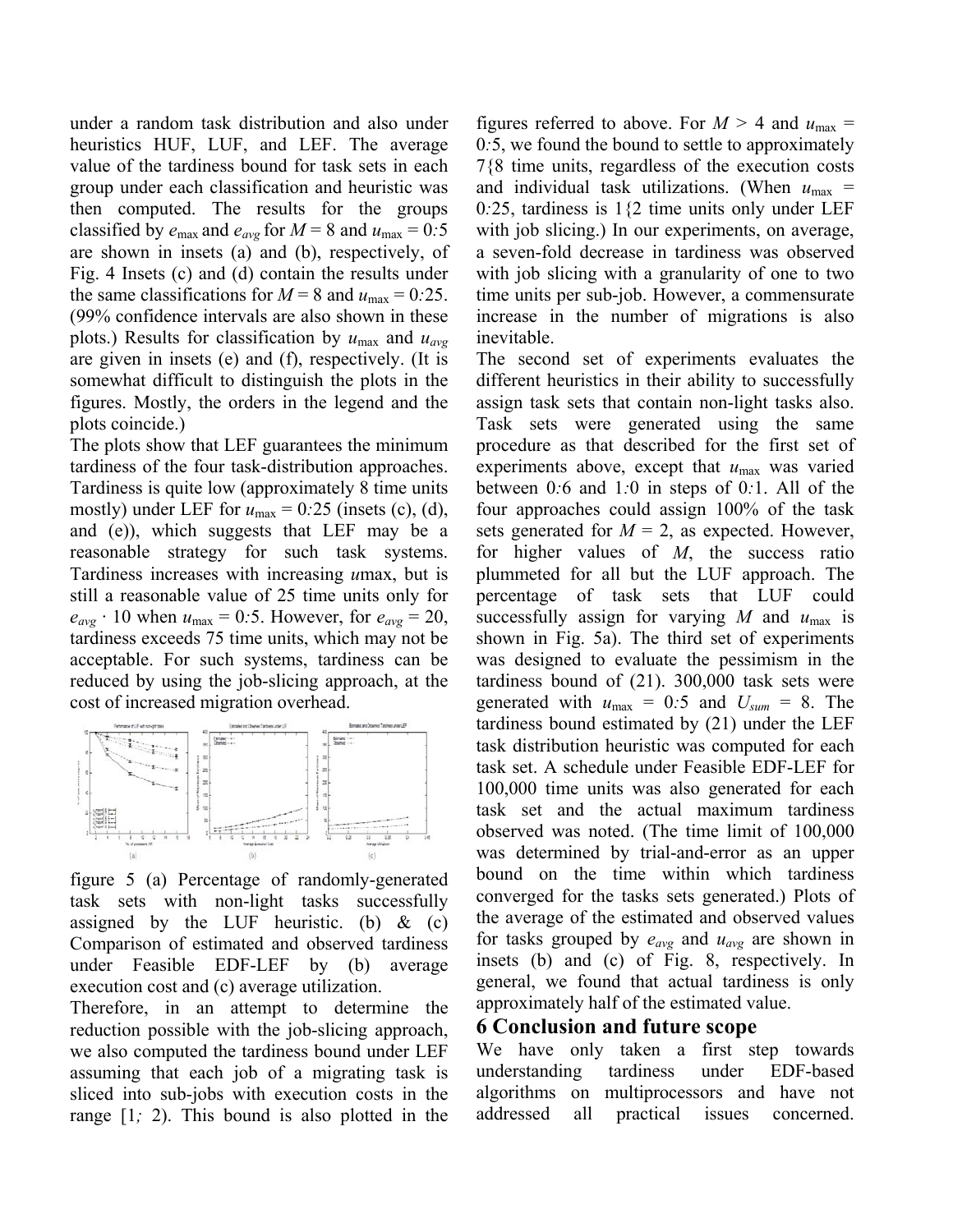under a random task distribution and also under heuristics HUF, LUF, and LEF. The average value of the tardiness bound for task sets in each group under each classification and heuristic was then computed. The results for the groups classified by $e_{\max}$ and $e_{avg}$ for $M = 8$ and $u_{\max} = 0{:}5$ are shown in insets (a) and (b), respectively, of Fig. 4 Insets (c) and (d) contain the results under the same classifications for $M = 8$ and $u_{\max} = 0{:}25$. (99% confidence intervals are also shown in these plots.) Results for classification by $u_{\max}$ and $u_{avg}$ are given in insets (e) and (f), respectively. (It is somewhat difficult to distinguish the plots in the figures. Mostly, the orders in the legend and the plots coincide.)

The plots show that LEF guarantees the minimum tardiness of the four task-distribution approaches. Tardiness is quite low (approximately 8 time units mostly) under LEF for $u_{\max} = 0{:}25$ (insets (c), (d), and (e)), which suggests that LEF may be a reasonable strategy for such task systems. Tardiness increases with increasing $u$max, but is still a reasonable value of 25 time units only for $e_{avg} \cdot 10$ when $u_{\max} = 0{:}5$. However, for $e_{avg} = 20$, tardiness exceeds 75 time units, which may not be acceptable. For such systems, tardiness can be reduced by using the job-slicing approach, at the cost of increased migration overhead.

figure 5 (a) Percentage of randomly-generated task sets with non-light tasks successfully assigned by the LUF heuristic. (b) & (c) Comparison of estimated and observed tardiness under Feasible EDF-LEF by (b) average execution cost and (c) average utilization.

Therefore, in an attempt to determine the reduction possible with the job-slicing approach, we also computed the tardiness bound under LEF assuming that each job of a migrating task is sliced into sub-jobs with execution costs in the range $[1; 2)$. This bound is also plotted in the figures referred to above. For $M > 4$ and $u_{\max} = 0{:}5$, we found the bound to settle to approximately 7{8 time units, regardless of the execution costs and individual task utilizations. (When $u_{\max} = 0{:}25$, tardiness is 1{2 time units only under LEF with job slicing.) In our experiments, on average, a seven-fold decrease in tardiness was observed with job slicing with a granularity of one to two time units per sub-job. However, a commensurate increase in the number of migrations is also inevitable.

The second set of experiments evaluates the different heuristics in their ability to successfully assign task sets that contain non-light tasks also. Task sets were generated using the same procedure as that described for the first set of experiments above, except that $u_{\max}$ was varied between $0{:}6$ and $1{:}0$ in steps of $0{:}1$. All of the four approaches could assign 100% of the task sets generated for $M = 2$, as expected. However, for higher values of $M$, the success ratio plummeted for all but the LUF approach. The percentage of task sets that LUF could successfully assign for varying $M$ and $u_{\max}$ is shown in Fig. 5a). The third set of experiments was designed to evaluate the pessimism in the tardiness bound of (21). 300,000 task sets were generated with $u_{\max} = 0{:}5$ and $U_{sum} = 8$. The tardiness bound estimated by (21) under the LEF task distribution heuristic was computed for each task set. A schedule under Feasible EDF-LEF for 100,000 time units was also generated for each task set and the actual maximum tardiness observed was noted. (The time limit of 100,000 was determined by trial-and-error as an upper bound on the time within which tardiness converged for the tasks sets generated.) Plots of the average of the estimated and observed values for tasks grouped by $e_{avg}$ and $u_{avg}$ are shown in insets (b) and (c) of Fig. 8, respectively. In general, we found that actual tardiness is only approximately half of the estimated value.

## 6 Conclusion and future scope

We have only taken a first step towards understanding tardiness under EDF-based algorithms on multiprocessors and have not addressed all practical issues concerned.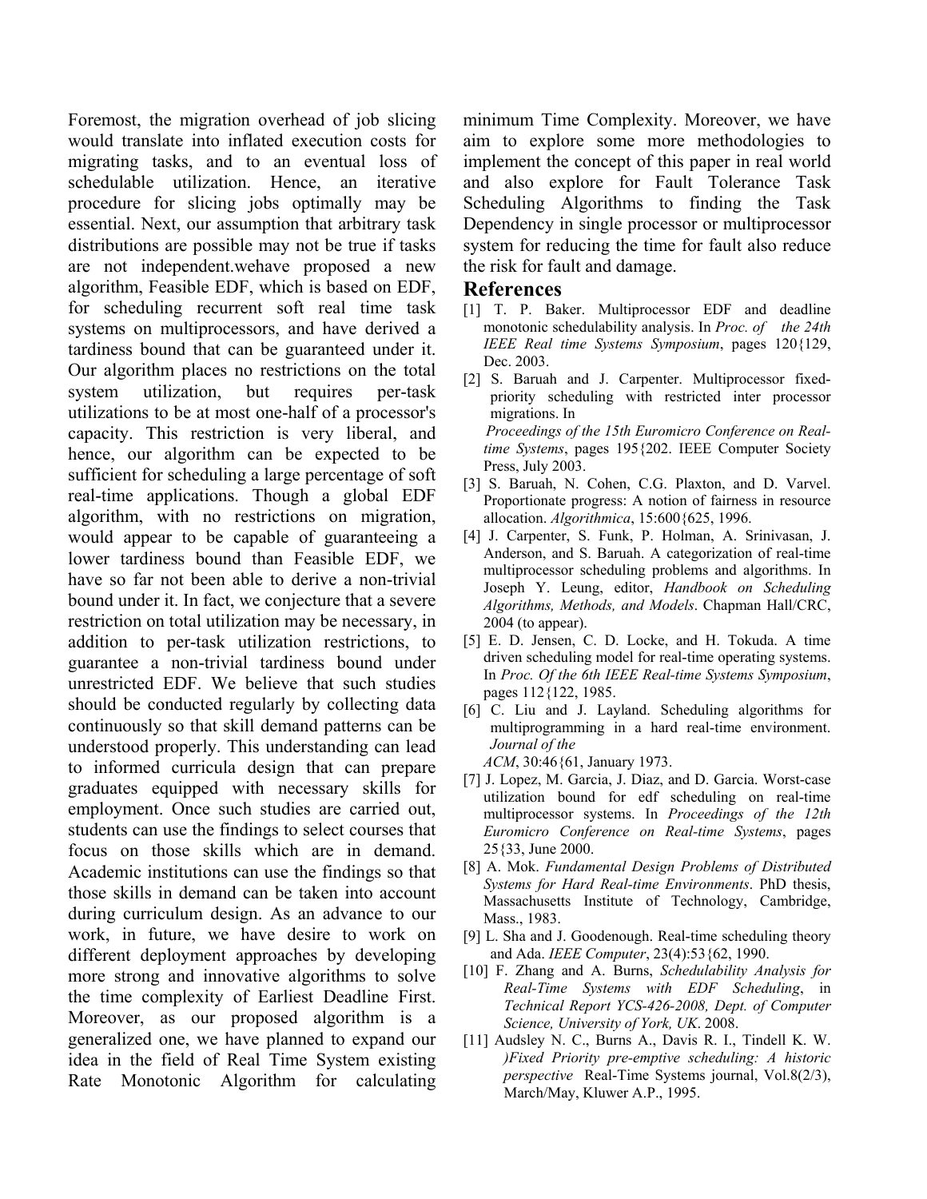Foremost, the migration overhead of job slicing would translate into inflated execution costs for migrating tasks, and to an eventual loss of schedulable utilization. Hence, an iterative procedure for slicing jobs optimally may be essential. Next, our assumption that arbitrary task distributions are possible may not be true if tasks are not independent.wehave proposed a new algorithm, Feasible EDF, which is based on EDF, for scheduling recurrent soft real time task systems on multiprocessors, and have derived a tardiness bound that can be guaranteed under it. Our algorithm places no restrictions on the total system utilization, but requires per-task utilizations to be at most one-half of a processor's capacity. This restriction is very liberal, and hence, our algorithm can be expected to be sufficient for scheduling a large percentage of soft real-time applications. Though a global EDF algorithm, with no restrictions on migration, would appear to be capable of guaranteeing a lower tardiness bound than Feasible EDF, we have so far not been able to derive a non-trivial bound under it. In fact, we conjecture that a severe restriction on total utilization may be necessary, in addition to per-task utilization restrictions, to guarantee a non-trivial tardiness bound under unrestricted EDF. We believe that such studies should be conducted regularly by collecting data continuously so that skill demand patterns can be understood properly. This understanding can lead to informed curricula design that can prepare graduates equipped with necessary skills for employment. Once such studies are carried out, students can use the findings to select courses that focus on those skills which are in demand. Academic institutions can use the findings so that those skills in demand can be taken into account during curriculum design. As an advance to our work, in future, we have desire to work on different deployment approaches by developing more strong and innovative algorithms to solve the time complexity of Earliest Deadline First. Moreover, as our proposed algorithm is a generalized one, we have planned to expand our idea in the field of Real Time System existing Rate Monotonic Algorithm for calculating minimum Time Complexity. Moreover, we have aim to explore some more methodologies to implement the concept of this paper in real world and also explore for Fault Tolerance Task Scheduling Algorithms to finding the Task Dependency in single processor or multiprocessor system for reducing the time for fault also reduce the risk for fault and damage.

## References

[1] T. P. Baker. Multiprocessor EDF and deadline monotonic schedulability analysis. In *Proc. of the 24th IEEE Real time Systems Symposium*, pages 120{129, Dec. 2003.

[2] S. Baruah and J. Carpenter. Multiprocessor fixed-priority scheduling with restricted inter processor migrations. In *Proceedings of the 15th Euromicro Conference on Real-time Systems*, pages 195{202. IEEE Computer Society Press, July 2003.

[3] S. Baruah, N. Cohen, C.G. Plaxton, and D. Varvel. Proportionate progress: A notion of fairness in resource allocation. *Algorithmica*, 15:600{625, 1996.

[4] J. Carpenter, S. Funk, P. Holman, A. Srinivasan, J. Anderson, and S. Baruah. A categorization of real-time multiprocessor scheduling problems and algorithms. In Joseph Y. Leung, editor, *Handbook on Scheduling Algorithms, Methods, and Models*. Chapman Hall/CRC, 2004 (to appear).

[5] E. D. Jensen, C. D. Locke, and H. Tokuda. A time driven scheduling model for real-time operating systems. In *Proc. Of the 6th IEEE Real-time Systems Symposium*, pages 112{122, 1985.

[6] C. Liu and J. Layland. Scheduling algorithms for multiprogramming in a hard real-time environment. *Journal of the ACM*, 30:46{61, January 1973.

[7] J. Lopez, M. Garcia, J. Diaz, and D. Garcia. Worst-case utilization bound for edf scheduling on real-time multiprocessor systems. In *Proceedings of the 12th Euromicro Conference on Real-time Systems*, pages 25{33, June 2000.

[8] A. Mok. *Fundamental Design Problems of Distributed Systems for Hard Real-time Environments*. PhD thesis, Massachusetts Institute of Technology, Cambridge, Mass., 1983.

[9] L. Sha and J. Goodenough. Real-time scheduling theory and Ada. *IEEE Computer*, 23(4):53{62, 1990.

[10] F. Zhang and A. Burns, *Schedulability Analysis for Real-Time Systems with EDF Scheduling*, in *Technical Report YCS-426-2008, Dept. of Computer Science, University of York, UK*. 2008.

[11] Audsley N. C., Burns A., Davis R. I., Tindell K. W. *)Fixed Priority pre-emptive scheduling: A historic perspective* Real-Time Systems journal, Vol.8(2/3), March/May, Kluwer A.P., 1995.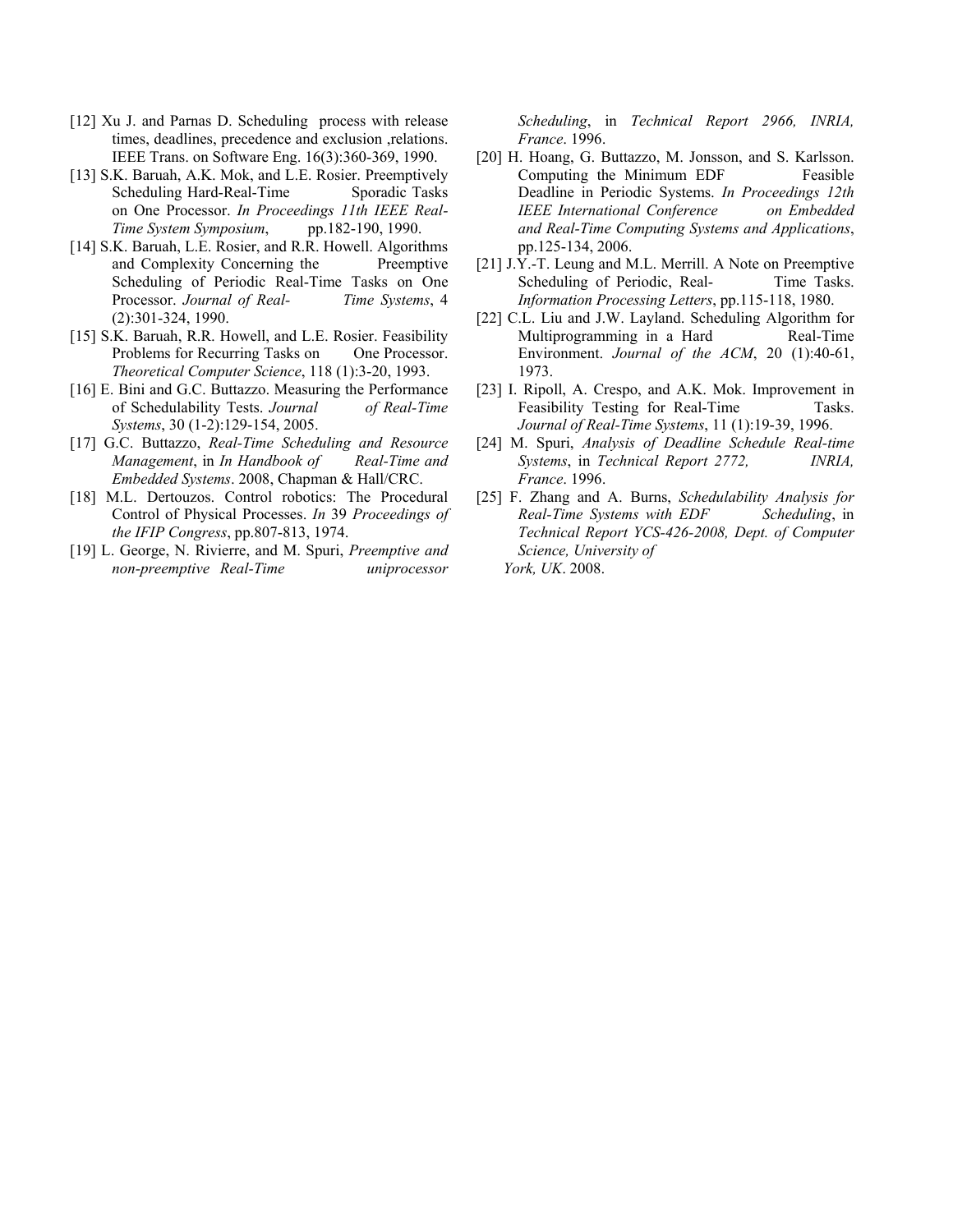[12] Xu J. and Parnas D. Scheduling process with release times, deadlines, precedence and exclusion ,relations. IEEE Trans. on Software Eng. 16(3):360-369, 1990.

[13] S.K. Baruah, A.K. Mok, and L.E. Rosier. Preemptively Scheduling Hard-Real-Time Sporadic Tasks on One Processor. *In Proceedings 11th IEEE Real-Time System Symposium*, pp.182-190, 1990.

[14] S.K. Baruah, L.E. Rosier, and R.R. Howell. Algorithms and Complexity Concerning the Preemptive Scheduling of Periodic Real-Time Tasks on One Processor. *Journal of Real- Time Systems*, 4 (2):301-324, 1990.

[15] S.K. Baruah, R.R. Howell, and L.E. Rosier. Feasibility Problems for Recurring Tasks on One Processor. *Theoretical Computer Science*, 118 (1):3-20, 1993.

[16] E. Bini and G.C. Buttazzo. Measuring the Performance of Schedulability Tests. *Journal of Real-Time Systems*, 30 (1-2):129-154, 2005.

[17] G.C. Buttazzo, *Real-Time Scheduling and Resource Management*, in *In Handbook of Real-Time and Embedded Systems*. 2008, Chapman & Hall/CRC.

[18] M.L. Dertouzos. Control robotics: The Procedural Control of Physical Processes. *In* 39 *Proceedings of the IFIP Congress*, pp.807-813, 1974.

[19] L. George, N. Rivierre, and M. Spuri, *Preemptive and non-preemptive Real-Time uniprocessor Scheduling*, in *Technical Report 2966, INRIA, France*. 1996.

[20] H. Hoang, G. Buttazzo, M. Jonsson, and S. Karlsson. Computing the Minimum EDF Feasible Deadline in Periodic Systems. *In Proceedings 12th IEEE International Conference on Embedded and Real-Time Computing Systems and Applications*, pp.125-134, 2006.

[21] J.Y.-T. Leung and M.L. Merrill. A Note on Preemptive Scheduling of Periodic, Real- Time Tasks. *Information Processing Letters*, pp.115-118, 1980.

[22] C.L. Liu and J.W. Layland. Scheduling Algorithm for Multiprogramming in a Hard Real-Time Environment. *Journal of the ACM*, 20 (1):40-61, 1973.

[23] I. Ripoll, A. Crespo, and A.K. Mok. Improvement in Feasibility Testing for Real-Time Tasks. *Journal of Real-Time Systems*, 11 (1):19-39, 1996.

[24] M. Spuri, *Analysis of Deadline Schedule Real-time Systems*, in *Technical Report 2772, INRIA, France*. 1996.

[25] F. Zhang and A. Burns, *Schedulability Analysis for Real-Time Systems with EDF Scheduling*, in *Technical Report YCS-426-2008, Dept. of Computer Science, University of York, UK*. 2008.